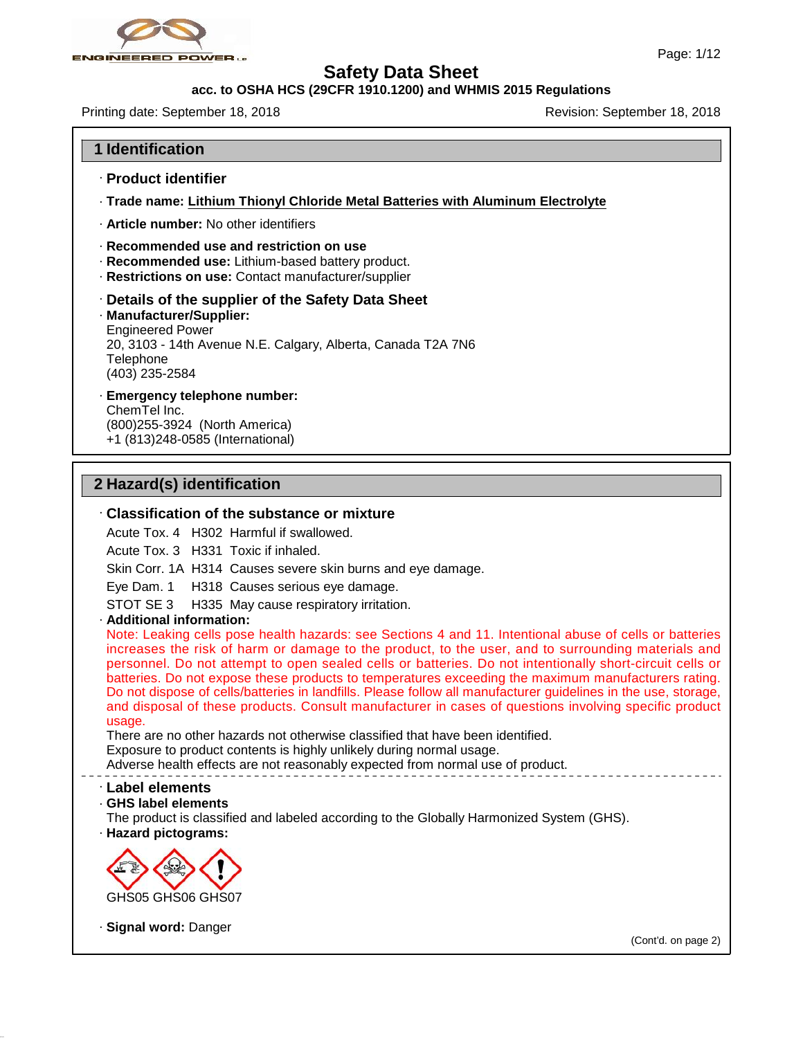# Safety Data Sheet

**acc. to OSHA HCS (29CFR 1910.1200) and WHMIS 2015 Regulations**

Printing date: September 18, 2018 | Revision: September 18, 2018

## 1 Identification

· **Product identifier**

· **Trade name:** Lithium Thionyl Chloride Metal Batteries with Aluminum Electrolyte

· **Article number:** No other identifiers

· **Recommended use and restriction on use**
· **Recommended use:** Lithium-based battery product.
· **Restrictions on use:** Contact manufacturer/supplier

· **Details of the supplier of the Safety Data Sheet**
· **Manufacturer/Supplier:**
Engineered Power
20, 3103 - 14th Avenue N.E. Calgary, Alberta, Canada T2A 7N6
Telephone
(403) 235-2584

· **Emergency telephone number:**
ChemTel Inc.
(800)255-3924 (North America)
+1 (813)248-0585 (International)

## 2 Hazard(s) identification

· **Classification of the substance or mixture**

Acute Tox. 4 H302 Harmful if swallowed.

Acute Tox. 3 H331 Toxic if inhaled.

Skin Corr. 1A H314 Causes severe skin burns and eye damage.

Eye Dam. 1 H318 Causes serious eye damage.

STOT SE 3 H335 May cause respiratory irritation.

· **Additional information:**
Note: Leaking cells pose health hazards: see Sections 4 and 11. Intentional abuse of cells or batteries increases the risk of harm or damage to the product, to the user, and to surrounding materials and personnel. Do not attempt to open sealed cells or batteries. Do not intentionally short-circuit cells or batteries. Do not expose these products to temperatures exceeding the maximum manufacturers rating. Do not dispose of cells/batteries in landfills. Please follow all manufacturer guidelines in the use, storage, and disposal of these products. Consult manufacturer in cases of questions involving specific product usage.
There are no other hazards not otherwise classified that have been identified.
Exposure to product contents is highly unlikely during normal usage.
Adverse health effects are not reasonably expected from normal use of product.

· **Label elements**
· **GHS label elements**
The product is classified and labeled according to the Globally Harmonized System (GHS).
· **Hazard pictograms:**

GHS05 GHS06 GHS07

· **Signal word:** Danger

(Cont'd. on page 2)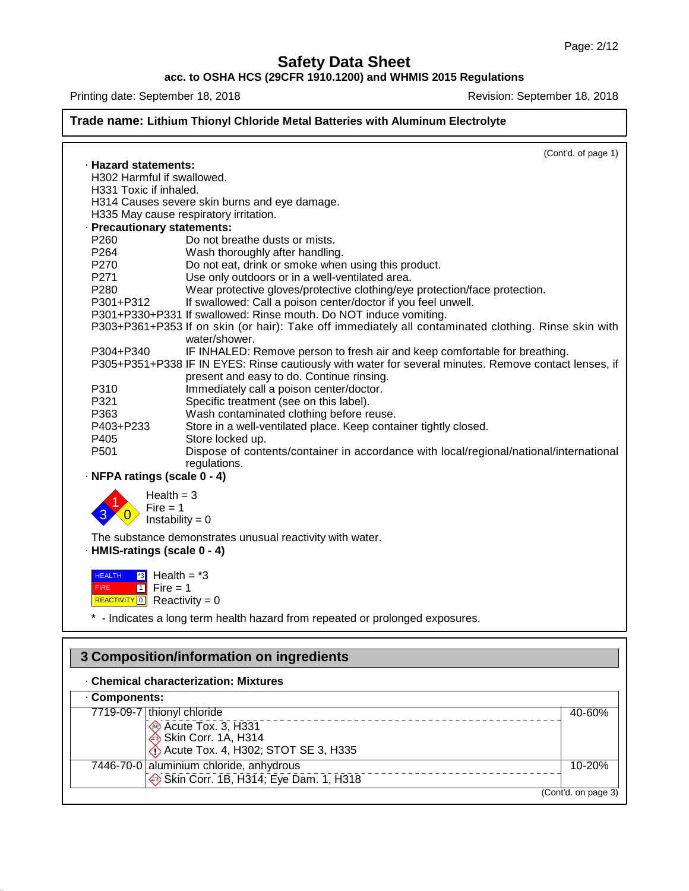**Safety Data Sheet**
**acc. to OSHA HCS (29CFR 1910.1200) and WHMIS 2015 Regulations**

Printing date: September 18, 2018 — Revision: September 18, 2018

**Trade name: Lithium Thionyl Chloride Metal Batteries with Aluminum Electrolyte**

(Cont'd. of page 1)

· **Hazard statements:**
H302 Harmful if swallowed.
H331 Toxic if inhaled.
H314 Causes severe skin burns and eye damage.
H335 May cause respiratory irritation.

· **Precautionary statements:**

| | |
|---|---|
| P260 | Do not breathe dusts or mists. |
| P264 | Wash thoroughly after handling. |
| P270 | Do not eat, drink or smoke when using this product. |
| P271 | Use only outdoors or in a well-ventilated area. |
| P280 | Wear protective gloves/protective clothing/eye protection/face protection. |
| P301+P312 | If swallowed: Call a poison center/doctor if you feel unwell. |
| P301+P330+P331 | If swallowed: Rinse mouth. Do NOT induce vomiting. |
| P303+P361+P353 | If on skin (or hair): Take off immediately all contaminated clothing. Rinse skin with water/shower. |
| P304+P340 | IF INHALED: Remove person to fresh air and keep comfortable for breathing. |
| P305+P351+P338 | IF IN EYES: Rinse cautiously with water for several minutes. Remove contact lenses, if present and easy to do. Continue rinsing. |
| P310 | Immediately call a poison center/doctor. |
| P321 | Specific treatment (see on this label). |
| P363 | Wash contaminated clothing before reuse. |
| P403+P233 | Store in a well-ventilated place. Keep container tightly closed. |
| P405 | Store locked up. |
| P501 | Dispose of contents/container in accordance with local/regional/national/international regulations. |

· **NFPA ratings (scale 0 - 4)**

Health = 3
Fire = 1
Instability = 0

The substance demonstrates unusual reactivity with water.

· **HMIS-ratings (scale 0 - 4)**

HEALTH *3 — Health = *3
FIRE 1 — Fire = 1
REACTIVITY 0 — Reactivity = 0

\* - Indicates a long term health hazard from repeated or prolonged exposures.

## 3 Composition/information on ingredients

· **Chemical characterization: Mixtures**

· **Components:**

| CAS | Component | % |
|---|---|---|
| 7719-09-7 | thionyl chloride<br>Acute Tox. 3, H331<br>Skin Corr. 1A, H314<br>Acute Tox. 4, H302; STOT SE 3, H335 | 40-60% |
| 7446-70-0 | aluminium chloride, anhydrous<br>Skin Corr. 1B, H314; Eye Dam. 1, H318 | 10-20% |

(Cont'd. on page 3)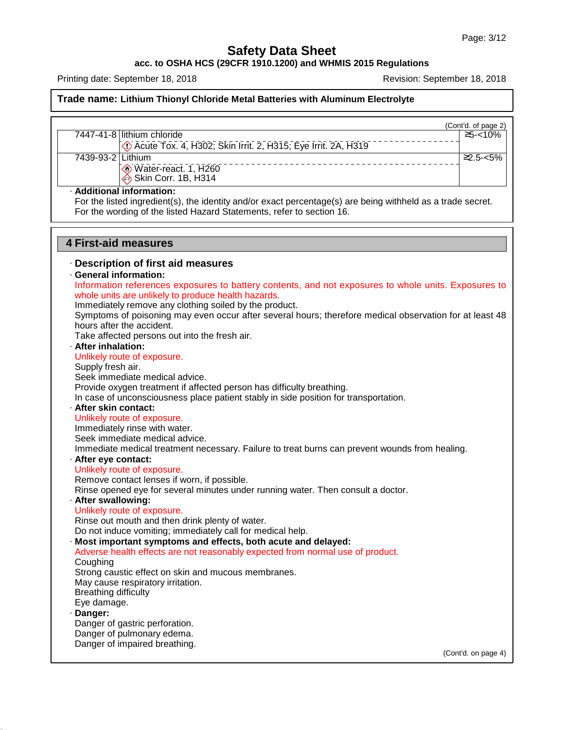# Safety Data Sheet

**acc. to OSHA HCS (29CFR 1910.1200) and WHMIS 2015 Regulations**

Printing date: September 18, 2018 | Revision: September 18, 2018

**Trade name: Lithium Thionyl Chloride Metal Batteries with Aluminum Electrolyte**

(Cont'd. of page 2)

| | | |
|---|---|---|
| 7447-41-8 | lithium chloride<br>Acute Tox. 4, H302; Skin Irrit. 2, H315; Eye Irrit. 2A, H319 | ≥5-<10% |
| 7439-93-2 | Lithium<br>Water-react. 1, H260<br>Skin Corr. 1B, H314 | ≥2.5-<5% |

· **Additional information:**
For the listed ingredient(s), the identity and/or exact percentage(s) are being withheld as a trade secret.
For the wording of the listed Hazard Statements, refer to section 16.

## 4 First-aid measures

· **Description of first aid measures**

· **General information:**
Information references exposures to battery contents, and not exposures to whole units. Exposures to whole units are unlikely to produce health hazards.
Immediately remove any clothing soiled by the product.
Symptoms of poisoning may even occur after several hours; therefore medical observation for at least 48 hours after the accident.
Take affected persons out into the fresh air.

· **After inhalation:**
Unlikely route of exposure.
Supply fresh air.
Seek immediate medical advice.
Provide oxygen treatment if affected person has difficulty breathing.
In case of unconsciousness place patient stably in side position for transportation.

· **After skin contact:**
Unlikely route of exposure.
Immediately rinse with water.
Seek immediate medical advice.
Immediate medical treatment necessary. Failure to treat burns can prevent wounds from healing.

· **After eye contact:**
Unlikely route of exposure.
Remove contact lenses if worn, if possible.
Rinse opened eye for several minutes under running water. Then consult a doctor.

· **After swallowing:**
Unlikely route of exposure.
Rinse out mouth and then drink plenty of water.
Do not induce vomiting; immediately call for medical help.

· **Most important symptoms and effects, both acute and delayed:**
Adverse health effects are not reasonably expected from normal use of product.
Coughing
Strong caustic effect on skin and mucous membranes.
May cause respiratory irritation.
Breathing difficulty
Eye damage.

· **Danger:**
Danger of gastric perforation.
Danger of pulmonary edema.
Danger of impaired breathing.

(Cont'd. on page 4)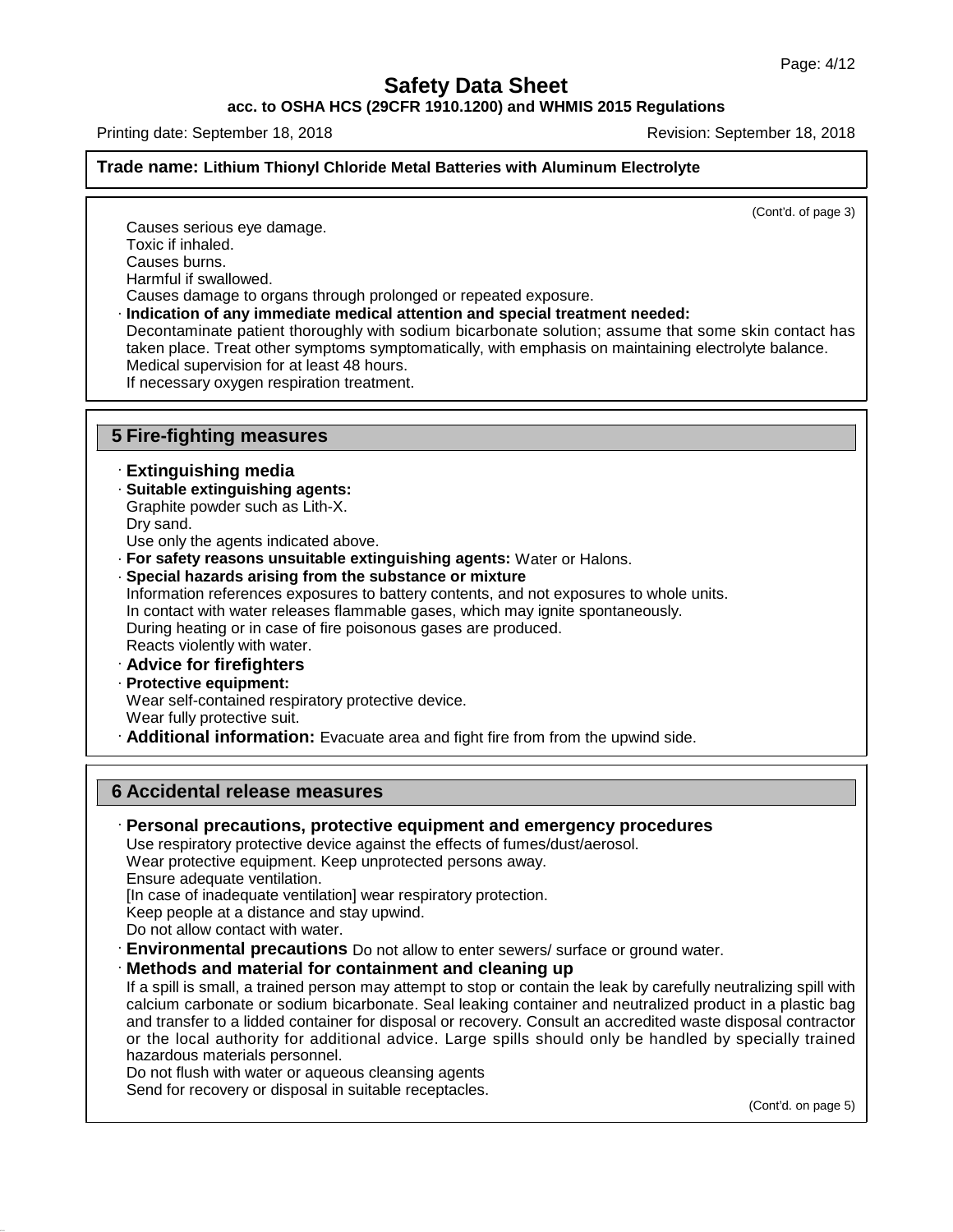(Cont'd. of page 3)

Causes serious eye damage.
Toxic if inhaled.
Causes burns.
Harmful if swallowed.
Causes damage to organs through prolonged or repeated exposure.

· **Indication of any immediate medical attention and special treatment needed:**
Decontaminate patient thoroughly with sodium bicarbonate solution; assume that some skin contact has taken place. Treat other symptoms symptomatically, with emphasis on maintaining electrolyte balance.
Medical supervision for at least 48 hours.
If necessary oxygen respiration treatment.

## 5 Fire-fighting measures

· **Extinguishing media**
· **Suitable extinguishing agents:**
Graphite powder such as Lith-X.
Dry sand.
Use only the agents indicated above.
· **For safety reasons unsuitable extinguishing agents:** Water or Halons.
· **Special hazards arising from the substance or mixture**
Information references exposures to battery contents, and not exposures to whole units.
In contact with water releases flammable gases, which may ignite spontaneously.
During heating or in case of fire poisonous gases are produced.
Reacts violently with water.
· **Advice for firefighters**
· **Protective equipment:**
Wear self-contained respiratory protective device.
Wear fully protective suit.
· **Additional information:** Evacuate area and fight fire from from the upwind side.

## 6 Accidental release measures

· **Personal precautions, protective equipment and emergency procedures**
Use respiratory protective device against the effects of fumes/dust/aerosol.
Wear protective equipment. Keep unprotected persons away.
Ensure adequate ventilation.
[In case of inadequate ventilation] wear respiratory protection.
Keep people at a distance and stay upwind.
Do not allow contact with water.
· **Environmental precautions** Do not allow to enter sewers/ surface or ground water.
· **Methods and material for containment and cleaning up**
If a spill is small, a trained person may attempt to stop or contain the leak by carefully neutralizing spill with calcium carbonate or sodium bicarbonate. Seal leaking container and neutralized product in a plastic bag and transfer to a lidded container for disposal or recovery. Consult an accredited waste disposal contractor or the local authority for additional advice. Large spills should only be handled by specially trained hazardous materials personnel.
Do not flush with water or aqueous cleansing agents
Send for recovery or disposal in suitable receptacles.

(Cont'd. on page 5)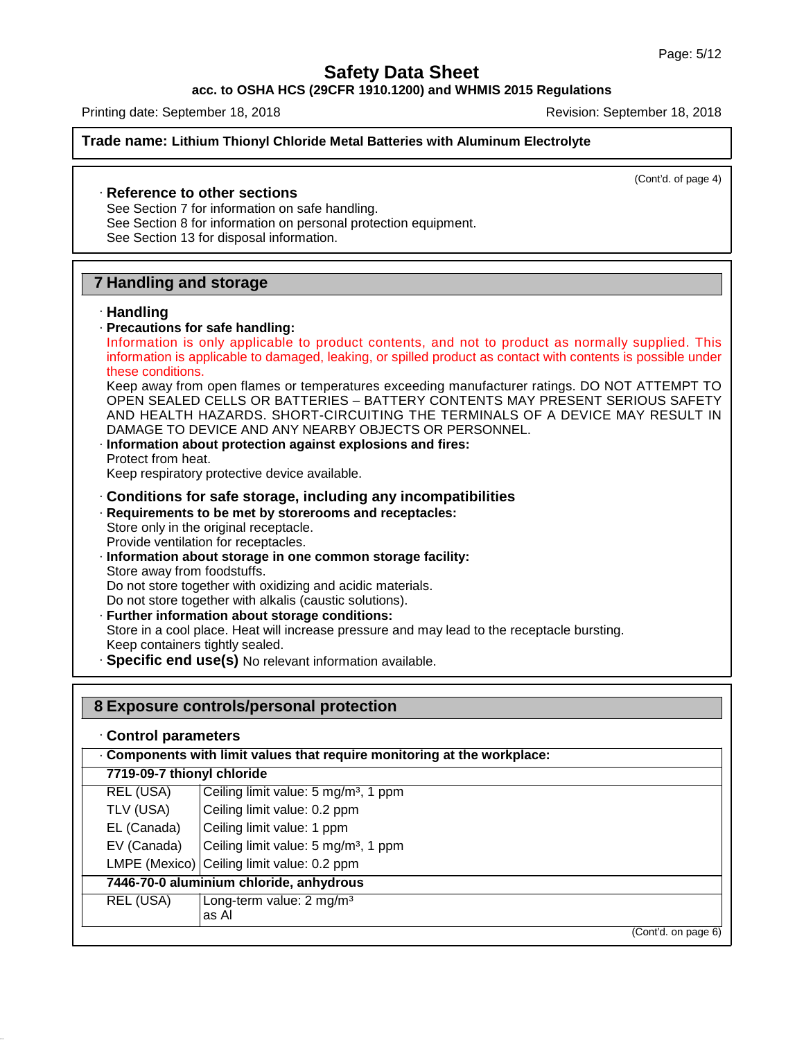**Trade name: Lithium Thionyl Chloride Metal Batteries with Aluminum Electrolyte**

(Cont'd. of page 4)

· **Reference to other sections**
See Section 7 for information on safe handling.
See Section 8 for information on personal protection equipment.
See Section 13 for disposal information.

## 7 Handling and storage

· **Handling**

· **Precautions for safe handling:**
Information is only applicable to product contents, and not to product as normally supplied. This information is applicable to damaged, leaking, or spilled product as contact with contents is possible under these conditions.
Keep away from open flames or temperatures exceeding manufacturer ratings. DO NOT ATTEMPT TO OPEN SEALED CELLS OR BATTERIES – BATTERY CONTENTS MAY PRESENT SERIOUS SAFETY AND HEALTH HAZARDS. SHORT-CIRCUITING THE TERMINALS OF A DEVICE MAY RESULT IN DAMAGE TO DEVICE AND ANY NEARBY OBJECTS OR PERSONNEL.

· **Information about protection against explosions and fires:**
Protect from heat.
Keep respiratory protective device available.

· **Conditions for safe storage, including any incompatibilities**

· **Requirements to be met by storerooms and receptacles:**
Store only in the original receptacle.
Provide ventilation for receptacles.

· **Information about storage in one common storage facility:**
Store away from foodstuffs.
Do not store together with oxidizing and acidic materials.
Do not store together with alkalis (caustic solutions).

· **Further information about storage conditions:**
Store in a cool place. Heat will increase pressure and may lead to the receptacle bursting.
Keep containers tightly sealed.

· **Specific end use(s)** No relevant information available.

## 8 Exposure controls/personal protection

· **Control parameters**

| · **Components with limit values that require monitoring at the workplace:** | |
|---|---|
| **7719-09-7 thionyl chloride** | |
| REL (USA) | Ceiling limit value: 5 mg/m³, 1 ppm |
| TLV (USA) | Ceiling limit value: 0.2 ppm |
| EL (Canada) | Ceiling limit value: 1 ppm |
| EV (Canada) | Ceiling limit value: 5 mg/m³, 1 ppm |
| LMPE (Mexico) | Ceiling limit value: 0.2 ppm |
| **7446-70-0 aluminium chloride, anhydrous** | |
| REL (USA) | Long-term value: 2 mg/m³ as Al |

(Cont'd. on page 6)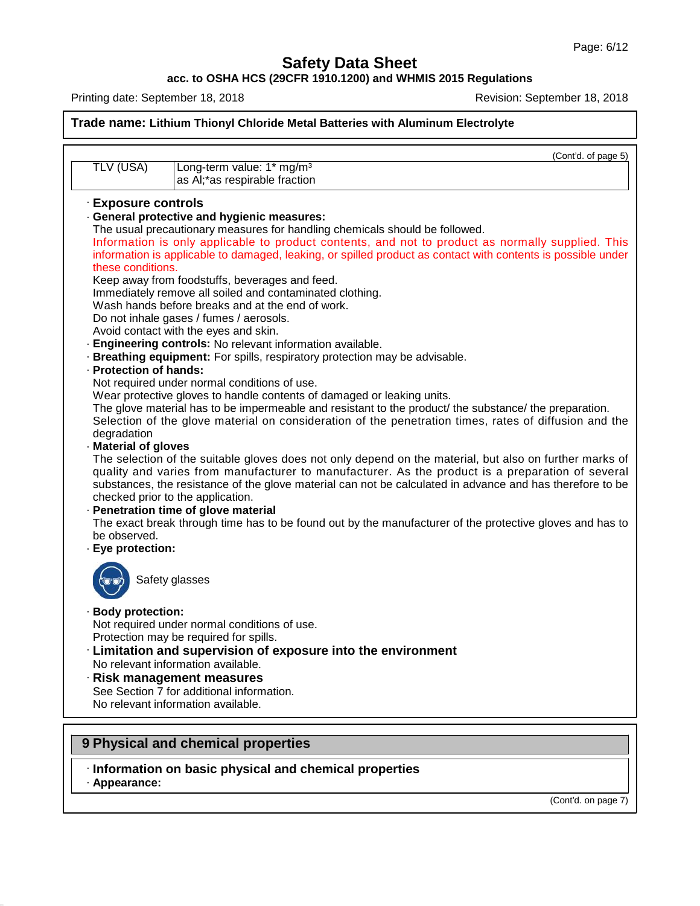**Trade name: Lithium Thionyl Chloride Metal Batteries with Aluminum Electrolyte**

(Cont'd. of page 5)

| TLV (USA) | Long-term value: 1* mg/m³ as Al;*as respirable fraction |
|---|---|

· **Exposure controls**

· **General protective and hygienic measures:**

The usual precautionary measures for handling chemicals should be followed.

Information is only applicable to product contents, and not to product as normally supplied. This information is applicable to damaged, leaking, or spilled product as contact with contents is possible under these conditions.

Keep away from foodstuffs, beverages and feed.
Immediately remove all soiled and contaminated clothing.
Wash hands before breaks and at the end of work.
Do not inhale gases / fumes / aerosols.
Avoid contact with the eyes and skin.

· **Engineering controls:** No relevant information available.

· **Breathing equipment:** For spills, respiratory protection may be advisable.

· **Protection of hands:**

Not required under normal conditions of use.
Wear protective gloves to handle contents of damaged or leaking units.
The glove material has to be impermeable and resistant to the product/ the substance/ the preparation.
Selection of the glove material on consideration of the penetration times, rates of diffusion and the degradation

· **Material of gloves**

The selection of the suitable gloves does not only depend on the material, but also on further marks of quality and varies from manufacturer to manufacturer. As the product is a preparation of several substances, the resistance of the glove material can not be calculated in advance and has therefore to be checked prior to the application.

· **Penetration time of glove material**

The exact break through time has to be found out by the manufacturer of the protective gloves and has to be observed.

· **Eye protection:**

Safety glasses

· **Body protection:**

Not required under normal conditions of use.
Protection may be required for spills.

· **Limitation and supervision of exposure into the environment**

No relevant information available.

· **Risk management measures**

See Section 7 for additional information.
No relevant information available.

## 9 Physical and chemical properties

· **Information on basic physical and chemical properties**

· **Appearance:**

(Cont'd. on page 7)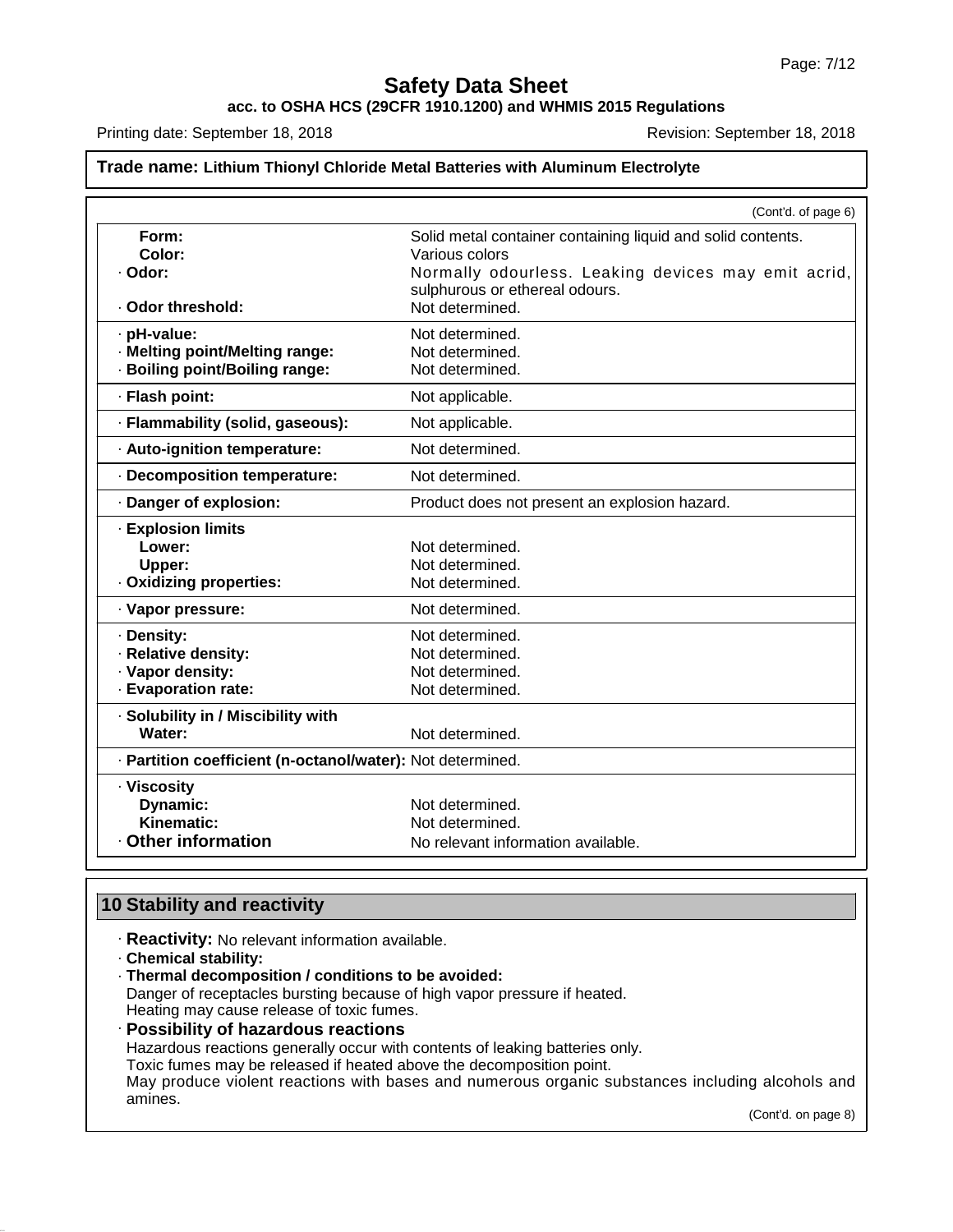# Safety Data Sheet

**acc. to OSHA HCS (29CFR 1910.1200) and WHMIS 2015 Regulations**

Printing date: September 18, 2018 — Revision: September 18, 2018

**Trade name: Lithium Thionyl Chloride Metal Batteries with Aluminum Electrolyte**

(Cont'd. of page 6)

| | |
|---|---|
| **Form:** | Solid metal container containing liquid and solid contents. |
| **Color:** | Various colors |
| · **Odor:** | Normally odourless. Leaking devices may emit acrid, sulphurous or ethereal odours. |
| · **Odor threshold:** | Not determined. |
| · **pH-value:** | Not determined. |
| · **Melting point/Melting range:** | Not determined. |
| · **Boiling point/Boiling range:** | Not determined. |
| · **Flash point:** | Not applicable. |
| · **Flammability (solid, gaseous):** | Not applicable. |
| · **Auto-ignition temperature:** | Not determined. |
| · **Decomposition temperature:** | Not determined. |
| · **Danger of explosion:** | Product does not present an explosion hazard. |
| · **Explosion limits** | |
| **Lower:** | Not determined. |
| **Upper:** | Not determined. |
| · **Oxidizing properties:** | Not determined. |
| · **Vapor pressure:** | Not determined. |
| · **Density:** | Not determined. |
| · **Relative density:** | Not determined. |
| · **Vapor density:** | Not determined. |
| · **Evaporation rate:** | Not determined. |
| · **Solubility in / Miscibility with** | |
| **Water:** | Not determined. |
| · **Partition coefficient (n-octanol/water):** | Not determined. |
| · **Viscosity** | |
| **Dynamic:** | Not determined. |
| **Kinematic:** | Not determined. |
| · **Other information** | No relevant information available. |

## 10 Stability and reactivity

· **Reactivity:** No relevant information available.

· **Chemical stability:**

· **Thermal decomposition / conditions to be avoided:**
Danger of receptacles bursting because of high vapor pressure if heated.
Heating may cause release of toxic fumes.

· **Possibility of hazardous reactions**
Hazardous reactions generally occur with contents of leaking batteries only.
Toxic fumes may be released if heated above the decomposition point.
May produce violent reactions with bases and numerous organic substances including alcohols and amines.

(Cont'd. on page 8)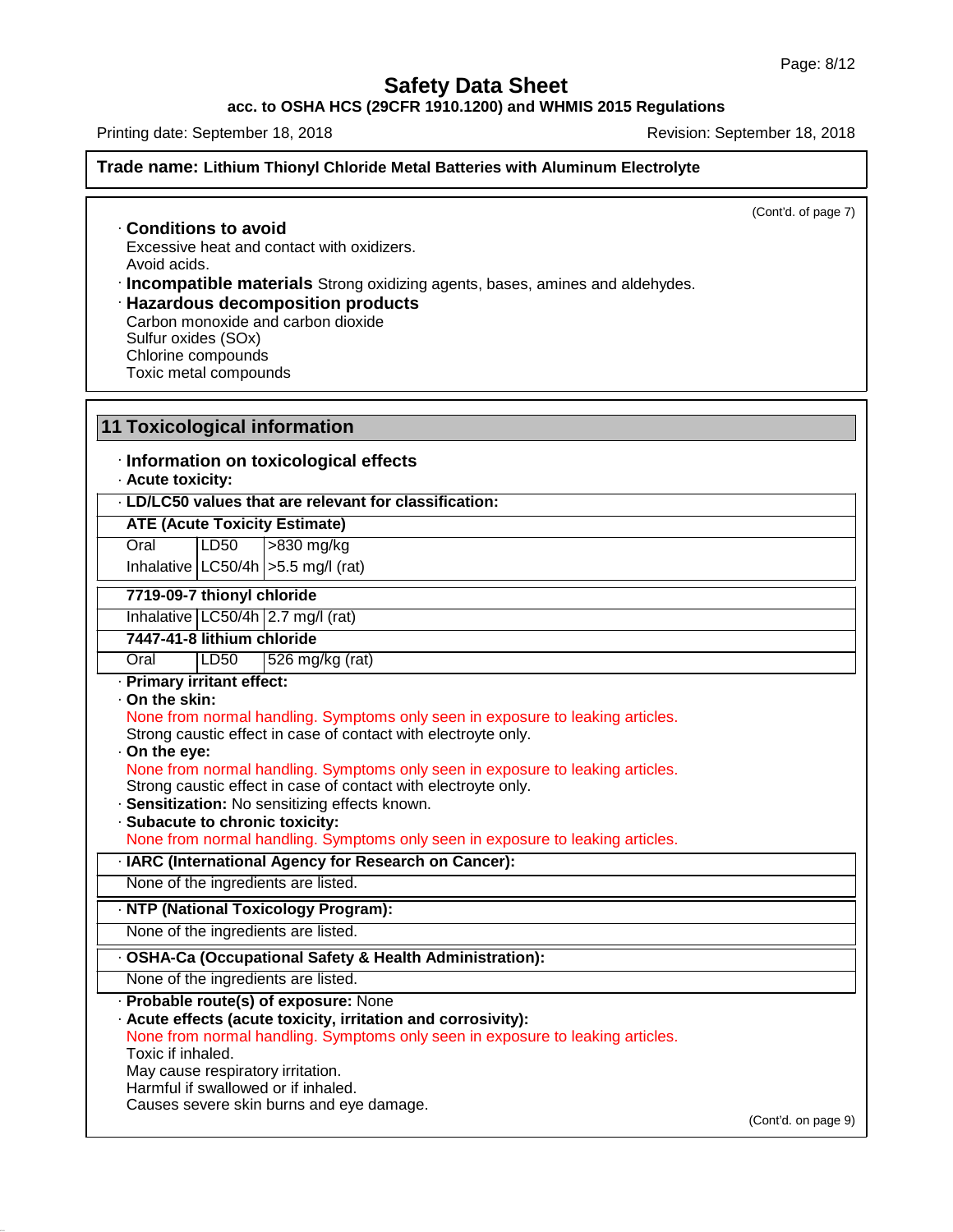Trade name: **Lithium Thionyl Chloride Metal Batteries with Aluminum Electrolyte**

(Cont'd. of page 7)

· **Conditions to avoid**
Excessive heat and contact with oxidizers.
Avoid acids.

· **Incompatible materials** Strong oxidizing agents, bases, amines and aldehydes.

· **Hazardous decomposition products**
Carbon monoxide and carbon dioxide
Sulfur oxides (SOx)
Chlorine compounds
Toxic metal compounds

## 11 Toxicological information

· **Information on toxicological effects**

· **Acute toxicity:**

· **LD/LC50 values that are relevant for classification:**

| **ATE (Acute Toxicity Estimate)** | | |
|---|---|---|
| Oral | LD50 | >830 mg/kg |
| Inhalative | LC50/4h | >5.5 mg/l (rat) |
| **7719-09-7 thionyl chloride** | | |
| Inhalative | LC50/4h | 2.7 mg/l (rat) |
| **7447-41-8 lithium chloride** | | |
| Oral | LD50 | 526 mg/kg (rat) |

· **Primary irritant effect:**

· **On the skin:**
None from normal handling. Symptoms only seen in exposure to leaking articles.
Strong caustic effect in case of contact with electroyte only.

· **On the eye:**
None from normal handling. Symptoms only seen in exposure to leaking articles.
Strong caustic effect in case of contact with electroyte only.

· **Sensitization:** No sensitizing effects known.

· **Subacute to chronic toxicity:**
None from normal handling. Symptoms only seen in exposure to leaking articles.

· **IARC (International Agency for Research on Cancer):**

None of the ingredients are listed.

· **NTP (National Toxicology Program):**

None of the ingredients are listed.

· **OSHA-Ca (Occupational Safety & Health Administration):**

None of the ingredients are listed.

· **Probable route(s) of exposure:** None

· **Acute effects (acute toxicity, irritation and corrosivity):**
None from normal handling. Symptoms only seen in exposure to leaking articles.
Toxic if inhaled.
May cause respiratory irritation.
Harmful if swallowed or if inhaled.
Causes severe skin burns and eye damage.

(Cont'd. on page 9)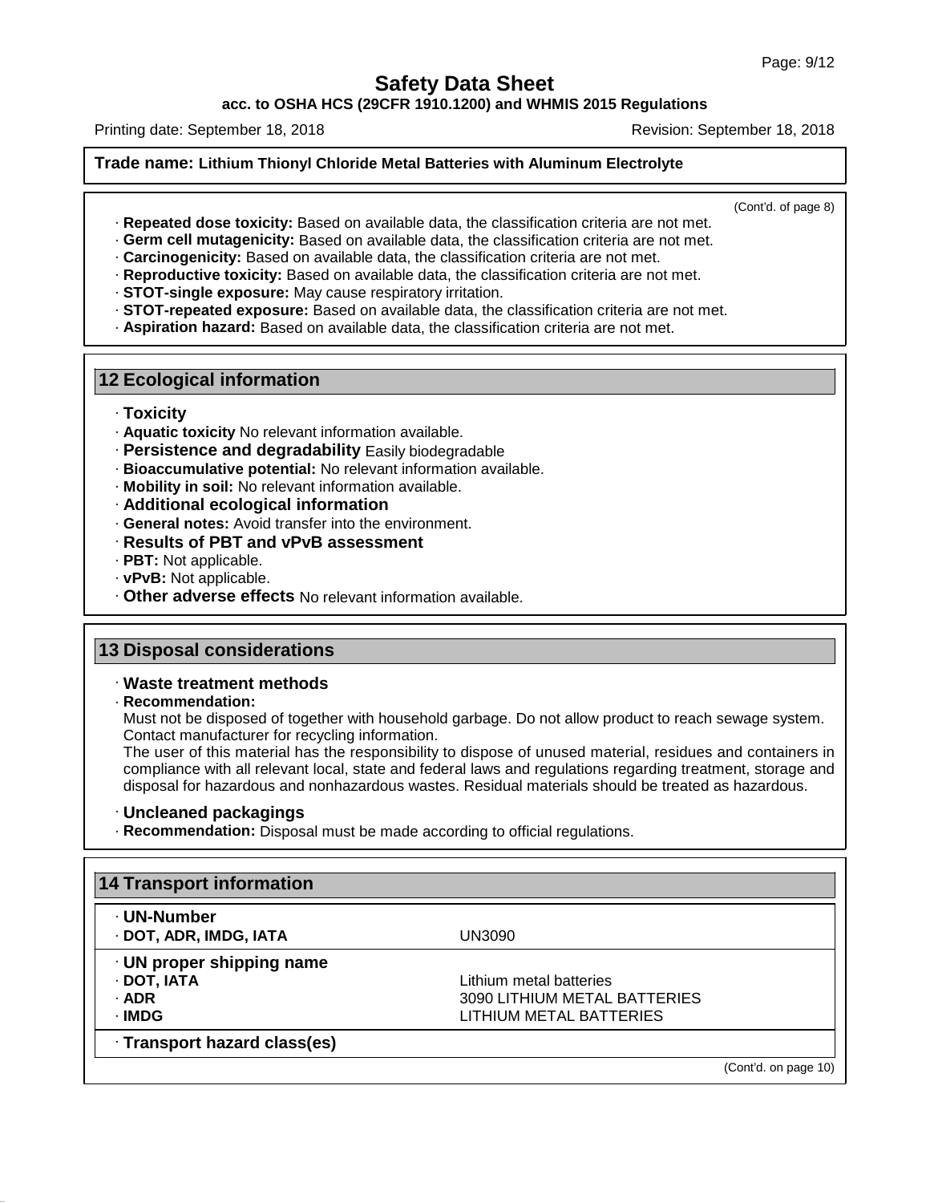**Trade name: Lithium Thionyl Chloride Metal Batteries with Aluminum Electrolyte**

(Cont'd. of page 8)

· **Repeated dose toxicity:** Based on available data, the classification criteria are not met.
· **Germ cell mutagenicity:** Based on available data, the classification criteria are not met.
· **Carcinogenicity:** Based on available data, the classification criteria are not met.
· **Reproductive toxicity:** Based on available data, the classification criteria are not met.
· **STOT-single exposure:** May cause respiratory irritation.
· **STOT-repeated exposure:** Based on available data, the classification criteria are not met.
· **Aspiration hazard:** Based on available data, the classification criteria are not met.

## 12 Ecological information

· **Toxicity**
· **Aquatic toxicity** No relevant information available.
· **Persistence and degradability** Easily biodegradable
· **Bioaccumulative potential:** No relevant information available.
· **Mobility in soil:** No relevant information available.
· **Additional ecological information**
· **General notes:** Avoid transfer into the environment.
· **Results of PBT and vPvB assessment**
· **PBT:** Not applicable.
· **vPvB:** Not applicable.
· **Other adverse effects** No relevant information available.

## 13 Disposal considerations

· **Waste treatment methods**
· **Recommendation:**
Must not be disposed of together with household garbage. Do not allow product to reach sewage system. Contact manufacturer for recycling information.
The user of this material has the responsibility to dispose of unused material, residues and containers in compliance with all relevant local, state and federal laws and regulations regarding treatment, storage and disposal for hazardous and nonhazardous wastes. Residual materials should be treated as hazardous.

· **Uncleaned packagings**
· **Recommendation:** Disposal must be made according to official regulations.

## 14 Transport information

| | |
|---|---|
| · **UN-Number** | |
| · **DOT, ADR, IMDG, IATA** | UN3090 |
| · **UN proper shipping name** | |
| · **DOT, IATA** | Lithium metal batteries |
| · **ADR** | 3090 LITHIUM METAL BATTERIES |
| · **IMDG** | LITHIUM METAL BATTERIES |
| · **Transport hazard class(es)** | |

(Cont'd. on page 10)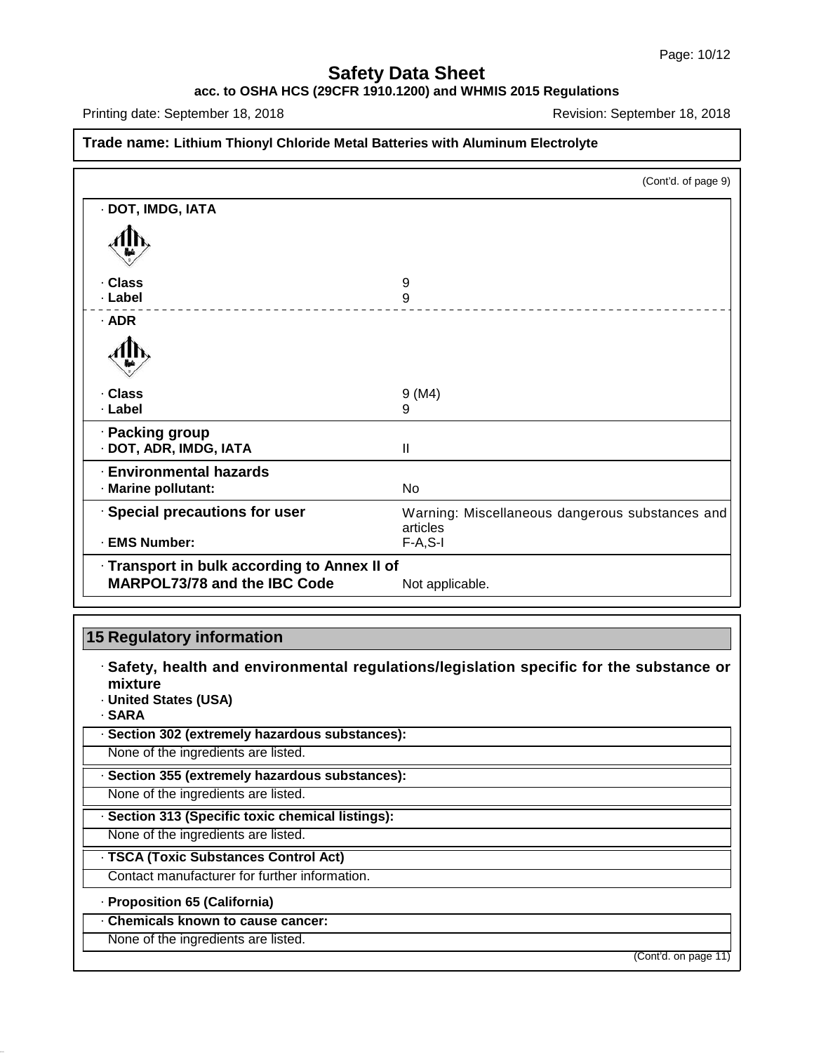# Safety Data Sheet

**acc. to OSHA HCS (29CFR 1910.1200) and WHMIS 2015 Regulations**

Printing date: September 18, 2018 Revision: September 18, 2018

**Trade name: Lithium Thionyl Chloride Metal Batteries with Aluminum Electrolyte**

(Cont'd. of page 9)

· **DOT, IMDG, IATA**

| | |
|---|---|
| · **Class** | 9 |
| · **Label** | 9 |

· **ADR**

| | |
|---|---|
| · **Class** | 9 (M4) |
| · **Label** | 9 |

· **Packing group**

| | |
|---|---|
| · **DOT, ADR, IMDG, IATA** | II |

· **Environmental hazards**

| | |
|---|---|
| · **Marine pollutant:** | No |

| | |
|---|---|
| · **Special precautions for user** | Warning: Miscellaneous dangerous substances and articles |
| · **EMS Number:** | F-A,S-I |

| | |
|---|---|
| · **Transport in bulk according to Annex II of MARPOL73/78 and the IBC Code** | Not applicable. |

## 15 Regulatory information

· **Safety, health and environmental regulations/legislation specific for the substance or mixture**

· **United States (USA)**

· **SARA**

· **Section 302 (extremely hazardous substances):**

None of the ingredients are listed.

· **Section 355 (extremely hazardous substances):**

None of the ingredients are listed.

· **Section 313 (Specific toxic chemical listings):**

None of the ingredients are listed.

· **TSCA (Toxic Substances Control Act)**

Contact manufacturer for further information.

· **Proposition 65 (California)**

· **Chemicals known to cause cancer:**

None of the ingredients are listed.

(Cont'd. on page 11)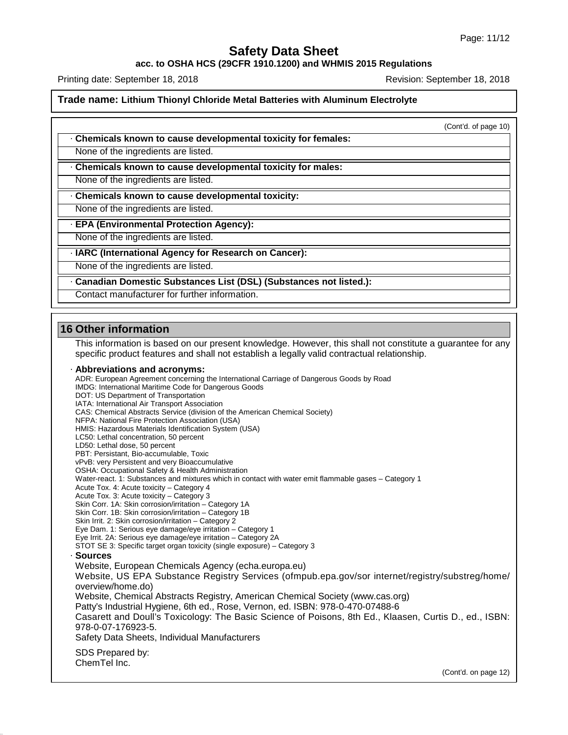(Cont'd. of page 10)

· **Chemicals known to cause developmental toxicity for females:**

None of the ingredients are listed.

· **Chemicals known to cause developmental toxicity for males:**

None of the ingredients are listed.

· **Chemicals known to cause developmental toxicity:**

None of the ingredients are listed.

· **EPA (Environmental Protection Agency):**

None of the ingredients are listed.

· **IARC (International Agency for Research on Cancer):**

None of the ingredients are listed.

· **Canadian Domestic Substances List (DSL) (Substances not listed.):**

Contact manufacturer for further information.

## 16 Other information

This information is based on our present knowledge. However, this shall not constitute a guarantee for any specific product features and shall not establish a legally valid contractual relationship.

· **Abbreviations and acronyms:**

ADR: European Agreement concerning the International Carriage of Dangerous Goods by Road
IMDG: International Maritime Code for Dangerous Goods
DOT: US Department of Transportation
IATA: International Air Transport Association
CAS: Chemical Abstracts Service (division of the American Chemical Society)
NFPA: National Fire Protection Association (USA)
HMIS: Hazardous Materials Identification System (USA)
LC50: Lethal concentration, 50 percent
LD50: Lethal dose, 50 percent
PBT: Persistant, Bio-accumulable, Toxic
vPvB: very Persistent and very Bioaccumulative
OSHA: Occupational Safety & Health Administration
Water-react. 1: Substances and mixtures which in contact with water emit flammable gases – Category 1
Acute Tox. 4: Acute toxicity – Category 4
Acute Tox. 3: Acute toxicity – Category 3
Skin Corr. 1A: Skin corrosion/irritation – Category 1A
Skin Corr. 1B: Skin corrosion/irritation – Category 1B
Skin Irrit. 2: Skin corrosion/irritation – Category 2
Eye Dam. 1: Serious eye damage/eye irritation – Category 1
Eye Irrit. 2A: Serious eye damage/eye irritation – Category 2A
STOT SE 3: Specific target organ toxicity (single exposure) – Category 3

· **Sources**

Website, European Chemicals Agency (echa.europa.eu)
Website, US EPA Substance Registry Services (ofmpub.epa.gov/sor internet/registry/substreg/home/overview/home.do)
Website, Chemical Abstracts Registry, American Chemical Society (www.cas.org)
Patty's Industrial Hygiene, 6th ed., Rose, Vernon, ed. ISBN: 978-0-470-07488-6
Casarett and Doull's Toxicology: The Basic Science of Poisons, 8th Ed., Klaasen, Curtis D., ed., ISBN: 978-0-07-176923-5.
Safety Data Sheets, Individual Manufacturers

SDS Prepared by:
ChemTel Inc.

(Cont'd. on page 12)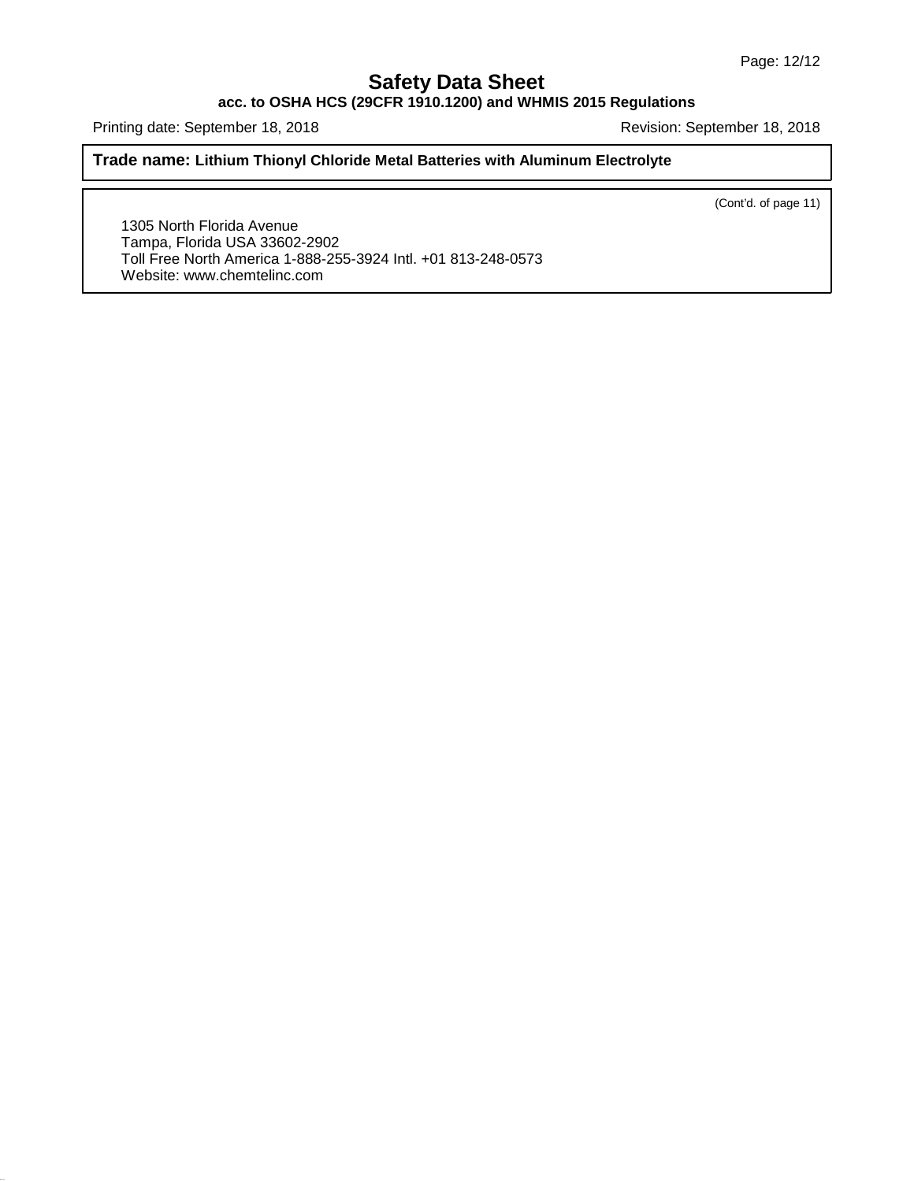(Cont'd. of page 11)

1305 North Florida Avenue
Tampa, Florida USA 33602-2902
Toll Free North America 1-888-255-3924 Intl. +01 813-248-0573
Website: www.chemtelinc.com